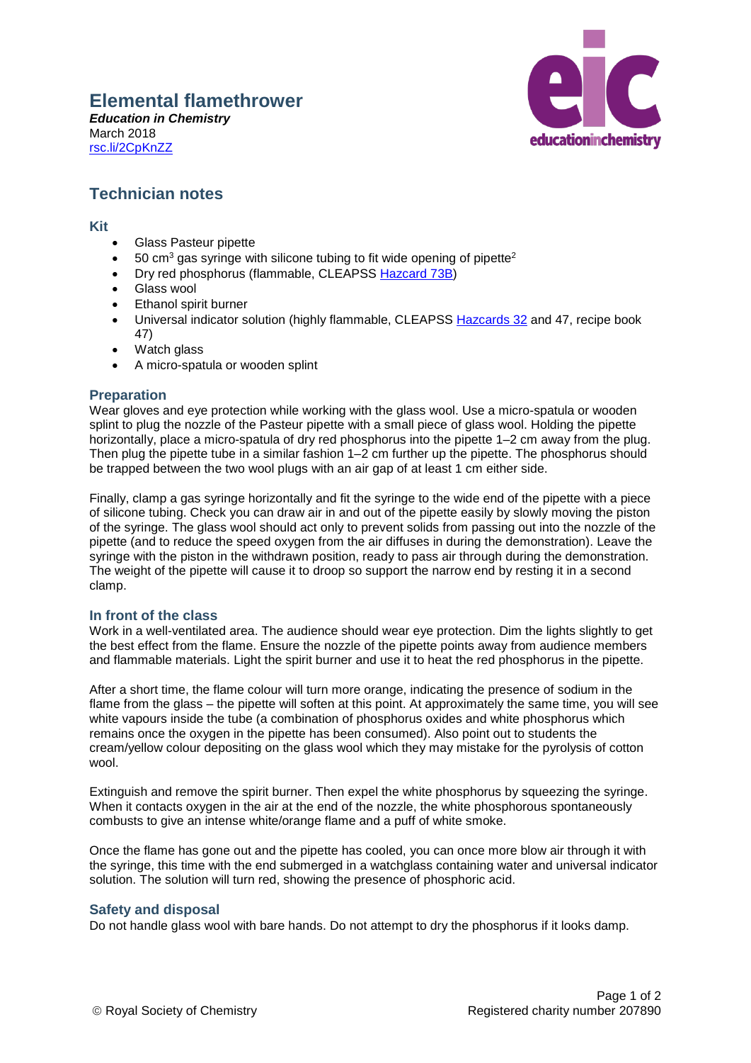# Elemental flamethrower

***Education in Chemistry***
March 2018
rsc.li/2CpKnZZ

## Technician notes

### Kit

- Glass Pasteur pipette
- 50 $cm^3$ gas syringe with silicone tubing to fit wide opening of pipette[2]
- Dry red phosphorus (flammable, CLEAPSS Hazcard 73B)
- Glass wool
- Ethanol spirit burner
- Universal indicator solution (highly flammable, CLEAPSS Hazcards 32 and 47, recipe book 47)
- Watch glass
- A micro-spatula or wooden splint

### Preparation

Wear gloves and eye protection while working with the glass wool. Use a micro-spatula or wooden splint to plug the nozzle of the Pasteur pipette with a small piece of glass wool. Holding the pipette horizontally, place a micro-spatula of dry red phosphorus into the pipette 1–2 cm away from the plug. Then plug the pipette tube in a similar fashion 1–2 cm further up the pipette. The phosphorus should be trapped between the two wool plugs with an air gap of at least 1 cm either side.

Finally, clamp a gas syringe horizontally and fit the syringe to the wide end of the pipette with a piece of silicone tubing. Check you can draw air in and out of the pipette easily by slowly moving the piston of the syringe. The glass wool should act only to prevent solids from passing out into the nozzle of the pipette (and to reduce the speed oxygen from the air diffuses in during the demonstration). Leave the syringe with the piston in the withdrawn position, ready to pass air through during the demonstration. The weight of the pipette will cause it to droop so support the narrow end by resting it in a second clamp.

### In front of the class

Work in a well-ventilated area. The audience should wear eye protection. Dim the lights slightly to get the best effect from the flame. Ensure the nozzle of the pipette points away from audience members and flammable materials. Light the spirit burner and use it to heat the red phosphorus in the pipette.

After a short time, the flame colour will turn more orange, indicating the presence of sodium in the flame from the glass – the pipette will soften at this point. At approximately the same time, you will see white vapours inside the tube (a combination of phosphorus oxides and white phosphorus which remains once the oxygen in the pipette has been consumed). Also point out to students the cream/yellow colour depositing on the glass wool which they may mistake for the pyrolysis of cotton wool.

Extinguish and remove the spirit burner. Then expel the white phosphorus by squeezing the syringe. When it contacts oxygen in the air at the end of the nozzle, the white phosphorous spontaneously combusts to give an intense white/orange flame and a puff of white smoke.

Once the flame has gone out and the pipette has cooled, you can once more blow air through it with the syringe, this time with the end submerged in a watchglass containing water and universal indicator solution. The solution will turn red, showing the presence of phosphoric acid.

### Safety and disposal

Do not handle glass wool with bare hands. Do not attempt to dry the phosphorus if it looks damp.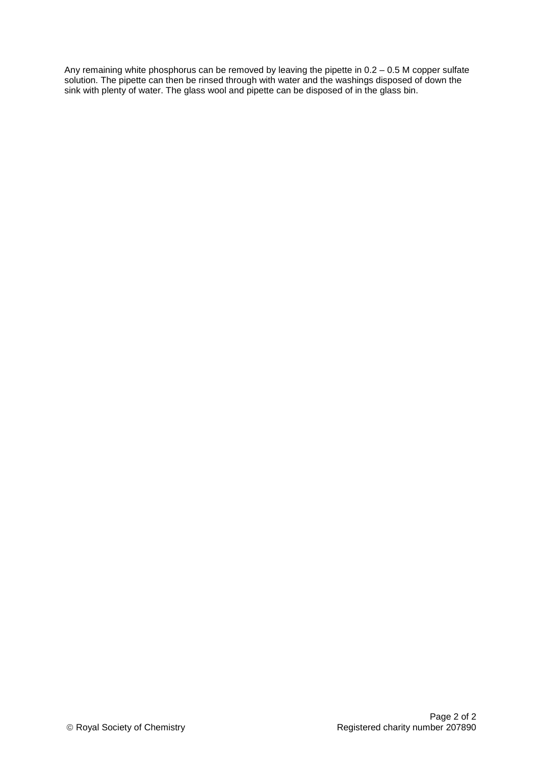Any remaining white phosphorus can be removed by leaving the pipette in 0.2 – 0.5 M copper sulfate solution. The pipette can then be rinsed through with water and the washings disposed of down the sink with plenty of water. The glass wool and pipette can be disposed of in the glass bin.